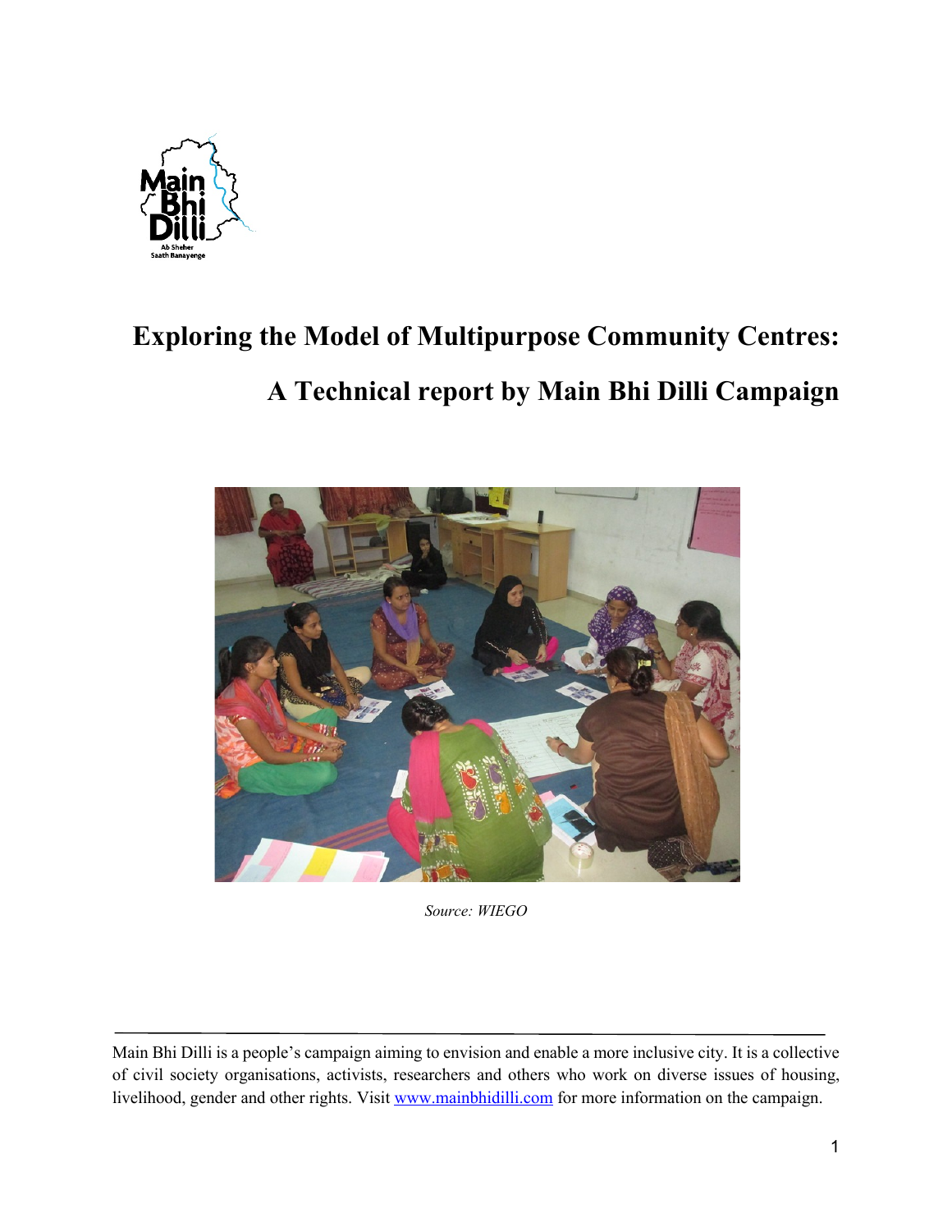# Exploring the Model of Multipurpose Community Centres:

# A Technical report by Main Bhi Dilli Campaign

*Source: WIEGO*

---

Main Bhi Dilli is a people's campaign aiming to envision and enable a more inclusive city. It is a collective of civil society organisations, activists, researchers and others who work on diverse issues of housing, livelihood, gender and other rights. Visit [www.mainbhidilli.com](http://www.mainbhidilli.com) for more information on the campaign.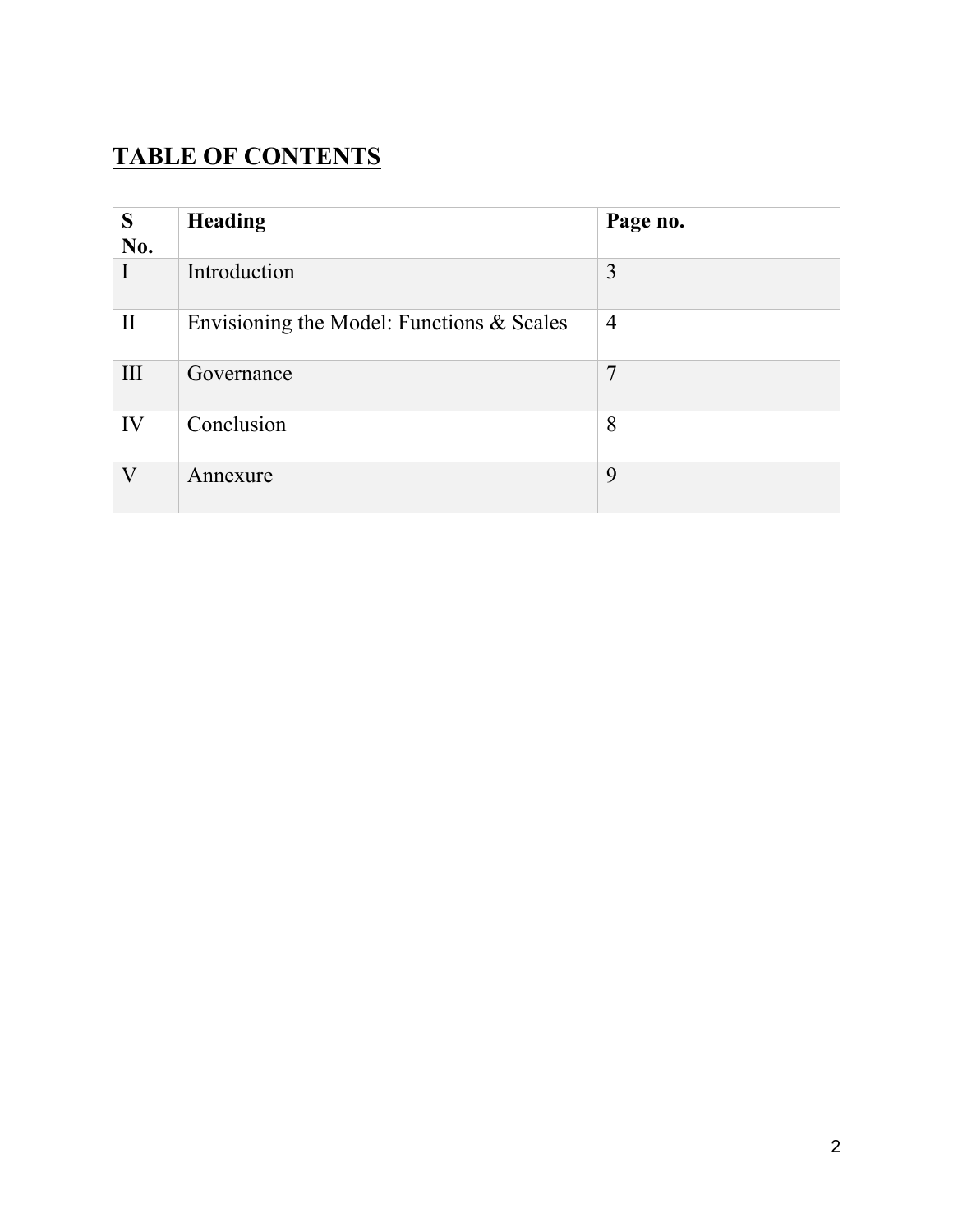## TABLE OF CONTENTS

| S No. | Heading | Page no. |
|---|---|---|
| I | Introduction | 3 |
| II | Envisioning the Model: Functions & Scales | 4 |
| III | Governance | 7 |
| IV | Conclusion | 8 |
| V | Annexure | 9 |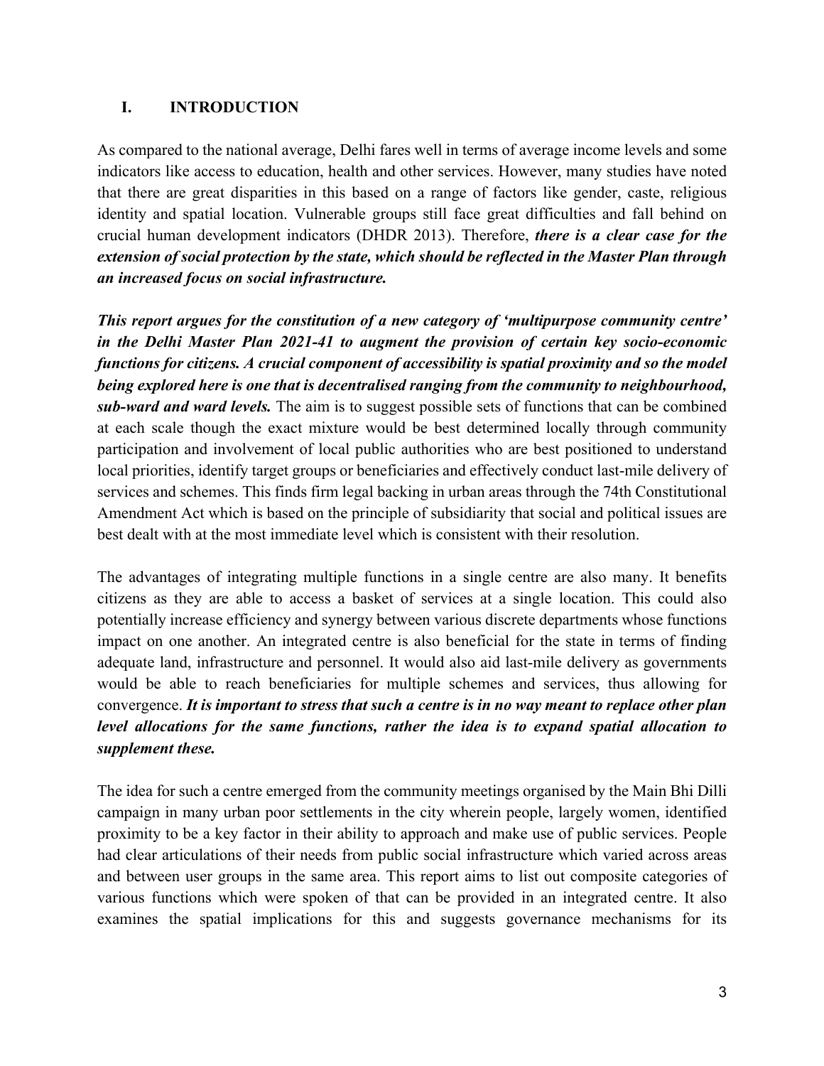## I. INTRODUCTION

As compared to the national average, Delhi fares well in terms of average income levels and some indicators like access to education, health and other services. However, many studies have noted that there are great disparities in this based on a range of factors like gender, caste, religious identity and spatial location. Vulnerable groups still face great difficulties and fall behind on crucial human development indicators (DHDR 2013). Therefore, ***there is a clear case for the extension of social protection by the state, which should be reflected in the Master Plan through an increased focus on social infrastructure.***

***This report argues for the constitution of a new category of 'multipurpose community centre' in the Delhi Master Plan 2021-41 to augment the provision of certain key socio-economic functions for citizens. A crucial component of accessibility is spatial proximity and so the model being explored here is one that is decentralised ranging from the community to neighbourhood, sub-ward and ward levels.*** The aim is to suggest possible sets of functions that can be combined at each scale though the exact mixture would be best determined locally through community participation and involvement of local public authorities who are best positioned to understand local priorities, identify target groups or beneficiaries and effectively conduct last-mile delivery of services and schemes. This finds firm legal backing in urban areas through the 74th Constitutional Amendment Act which is based on the principle of subsidiarity that social and political issues are best dealt with at the most immediate level which is consistent with their resolution.

The advantages of integrating multiple functions in a single centre are also many. It benefits citizens as they are able to access a basket of services at a single location. This could also potentially increase efficiency and synergy between various discrete departments whose functions impact on one another. An integrated centre is also beneficial for the state in terms of finding adequate land, infrastructure and personnel. It would also aid last-mile delivery as governments would be able to reach beneficiaries for multiple schemes and services, thus allowing for convergence. ***It is important to stress that such a centre is in no way meant to replace other plan level allocations for the same functions, rather the idea is to expand spatial allocation to supplement these.***

The idea for such a centre emerged from the community meetings organised by the Main Bhi Dilli campaign in many urban poor settlements in the city wherein people, largely women, identified proximity to be a key factor in their ability to approach and make use of public services. People had clear articulations of their needs from public social infrastructure which varied across areas and between user groups in the same area. This report aims to list out composite categories of various functions which were spoken of that can be provided in an integrated centre. It also examines the spatial implications for this and suggests governance mechanisms for its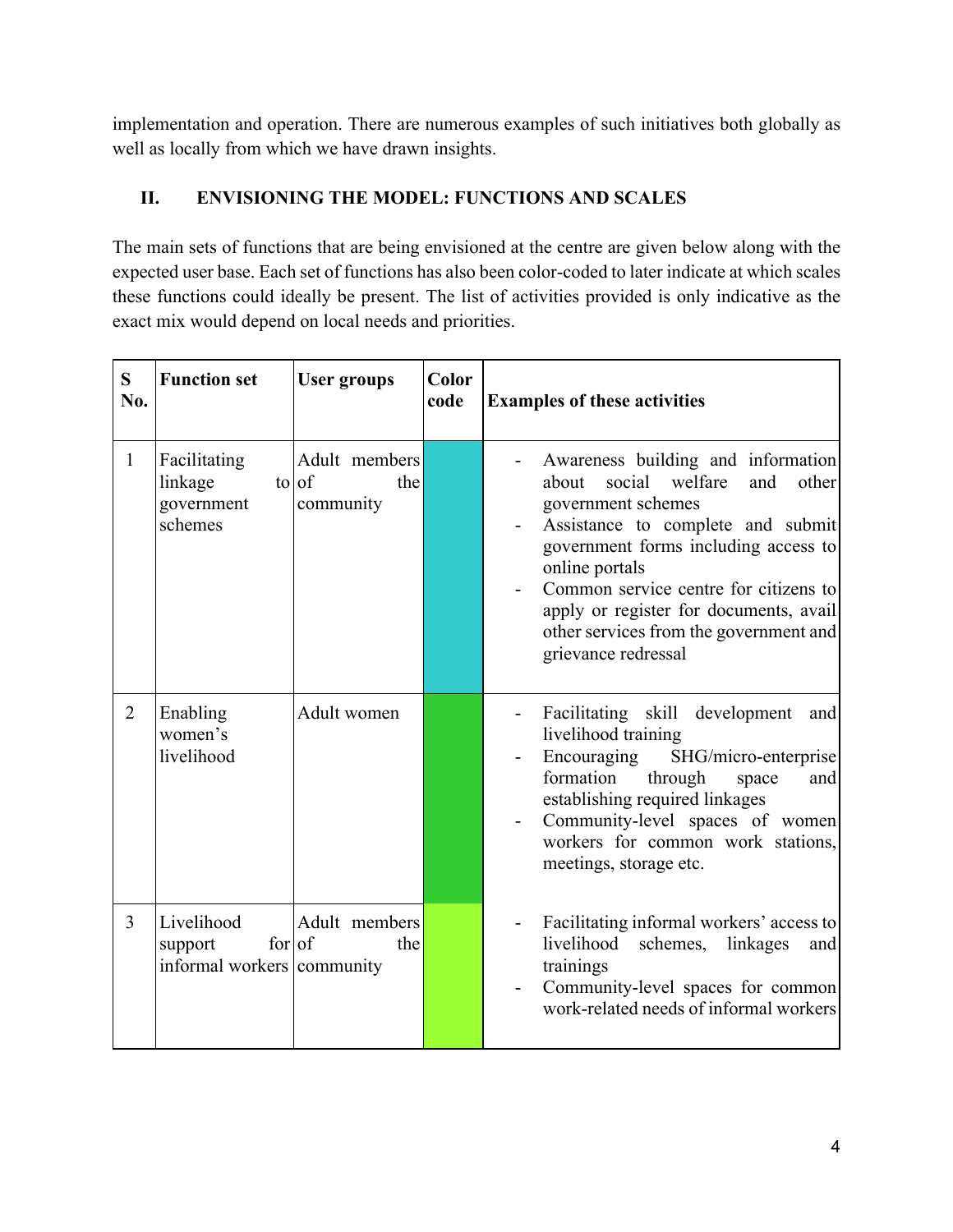implementation and operation. There are numerous examples of such initiatives both globally as well as locally from which we have drawn insights.

## II. ENVISIONING THE MODEL: FUNCTIONS AND SCALES

The main sets of functions that are being envisioned at the centre are given below along with the expected user base. Each set of functions has also been color-coded to later indicate at which scales these functions could ideally be present. The list of activities provided is only indicative as the exact mix would depend on local needs and priorities.

| S No. | Function set | User groups | Color code | Examples of these activities |
|---|---|---|---|---|
| 1 | Facilitating linkage to government schemes | Adult members of the community | | - Awareness building and information about social welfare and other government schemes<br>- Assistance to complete and submit government forms including access to online portals<br>- Common service centre for citizens to apply or register for documents, avail other services from the government and grievance redressal |
| 2 | Enabling women's livelihood | Adult women | | - Facilitating skill development and livelihood training<br>- Encouraging SHG/micro-enterprise formation through space and establishing required linkages<br>- Community-level spaces of women workers for common work stations, meetings, storage etc. |
| 3 | Livelihood support for informal workers | Adult members of the community | | - Facilitating informal workers' access to livelihood schemes, linkages and trainings<br>- Community-level spaces for common work-related needs of informal workers |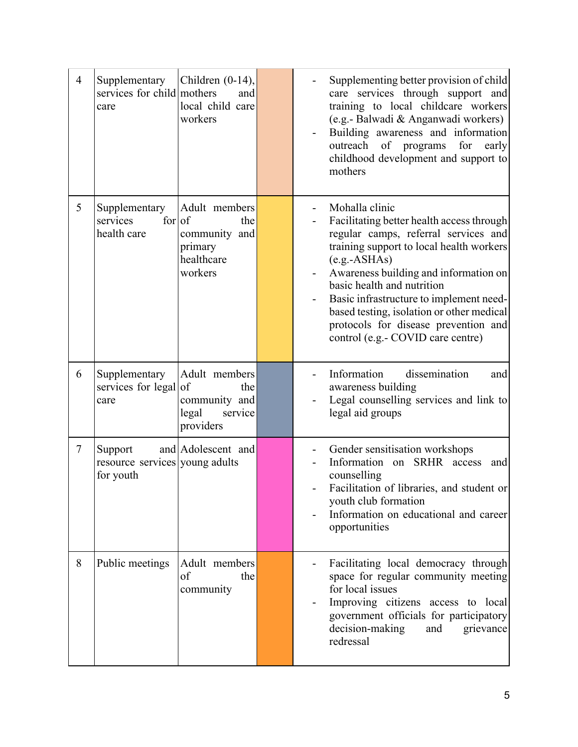| 4 | Supplementary services for child care | Children (0-14), mothers and local child care workers | | - Supplementing better provision of child care services through support and training to local childcare workers (e.g.- Balwadi & Anganwadi workers)<br>- Building awareness and information outreach of programs for early childhood development and support to mothers |
|---|---|---|---|---|
| 5 | Supplementary services for health care | Adult members of the community and primary healthcare workers | | - Mohalla clinic<br>- Facilitating better health access through regular camps, referral services and training support to local health workers (e.g.-ASHAs)<br>- Awareness building and information on basic health and nutrition<br>- Basic infrastructure to implement need-based testing, isolation or other medical protocols for disease prevention and control (e.g.- COVID care centre) |
| 6 | Supplementary services for legal care | Adult members of the community and legal service providers | | - Information dissemination and awareness building<br>- Legal counselling services and link to legal aid groups |
| 7 | Support and resource services for youth | Adolescent and young adults | | - Gender sensitisation workshops<br>- Information on SRHR access and counselling<br>- Facilitation of libraries, and student or youth club formation<br>- Information on educational and career opportunities |
| 8 | Public meetings | Adult members of the community | | - Facilitating local democracy through space for regular community meeting for local issues<br>- Improving citizens access to local government officials for participatory decision-making and grievance redressal |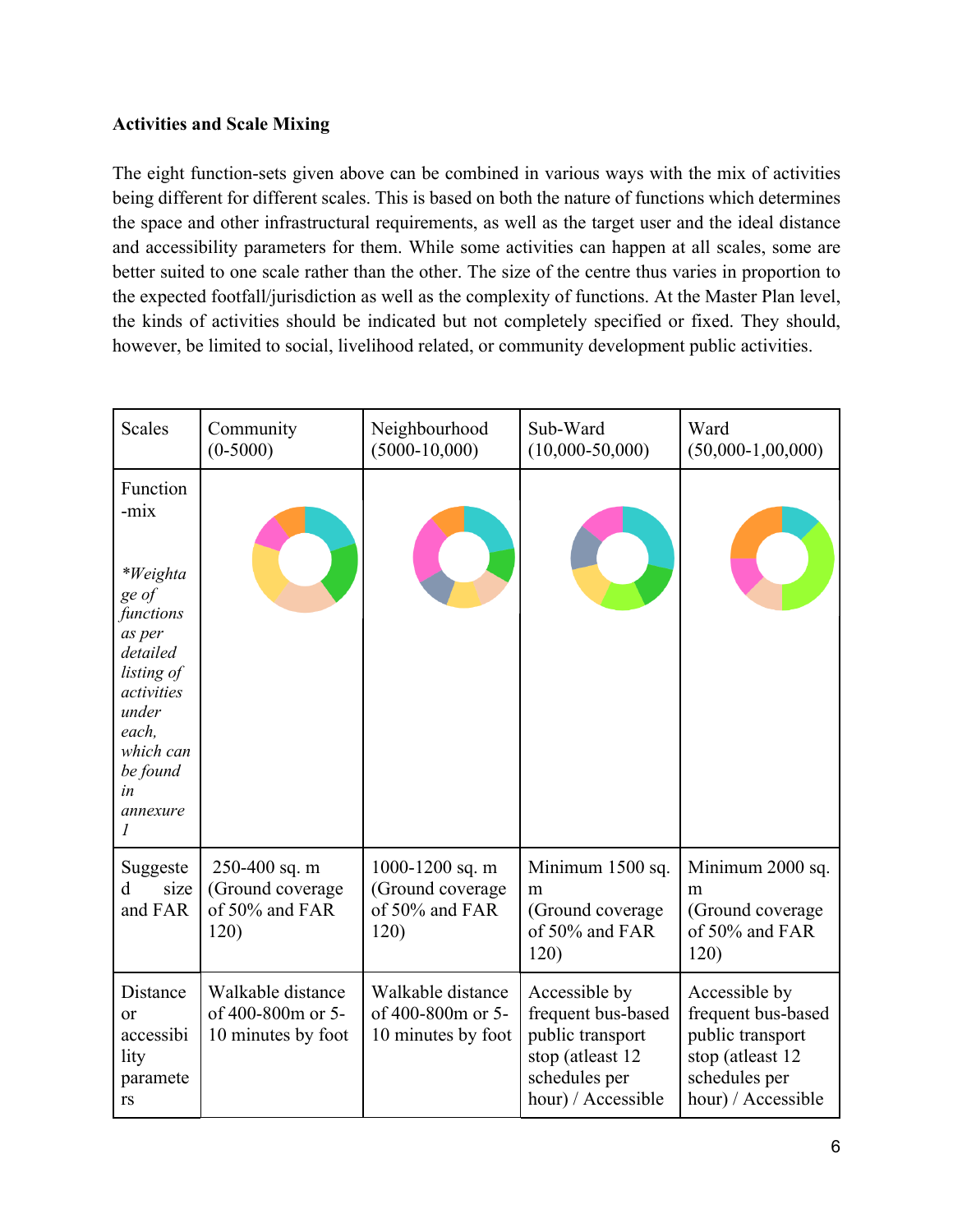**Activities and Scale Mixing**

The eight function-sets given above can be combined in various ways with the mix of activities being different for different scales. This is based on both the nature of functions which determines the space and other infrastructural requirements, as well as the target user and the ideal distance and accessibility parameters for them. While some activities can happen at all scales, some are better suited to one scale rather than the other. The size of the centre thus varies in proportion to the expected footfall/jurisdiction as well as the complexity of functions. At the Master Plan level, the kinds of activities should be indicated but not completely specified or fixed. They should, however, be limited to social, livelihood related, or community development public activities.

| Scales | Community (0-5000) | Neighbourhood (5000-10,000) | Sub-Ward (10,000-50,000) | Ward (50,000-1,00,000) |
|---|---|---|---|---|
| Function -mix *\*Weightage of functions as per detailed listing of activities under each, which can be found in annexure 1* | | | | |
| Suggested size and FAR | 250-400 sq. m (Ground coverage of 50% and FAR 120) | 1000-1200 sq. m (Ground coverage of 50% and FAR 120) | Minimum 1500 sq. m (Ground coverage of 50% and FAR 120) | Minimum 2000 sq. m (Ground coverage of 50% and FAR 120) |
| Distance or accessibility parameters | Walkable distance of 400-800m or 5-10 minutes by foot | Walkable distance of 400-800m or 5-10 minutes by foot | Accessible by frequent bus-based public transport stop (atleast 12 schedules per hour) / Accessible | Accessible by frequent bus-based public transport stop (atleast 12 schedules per hour) / Accessible |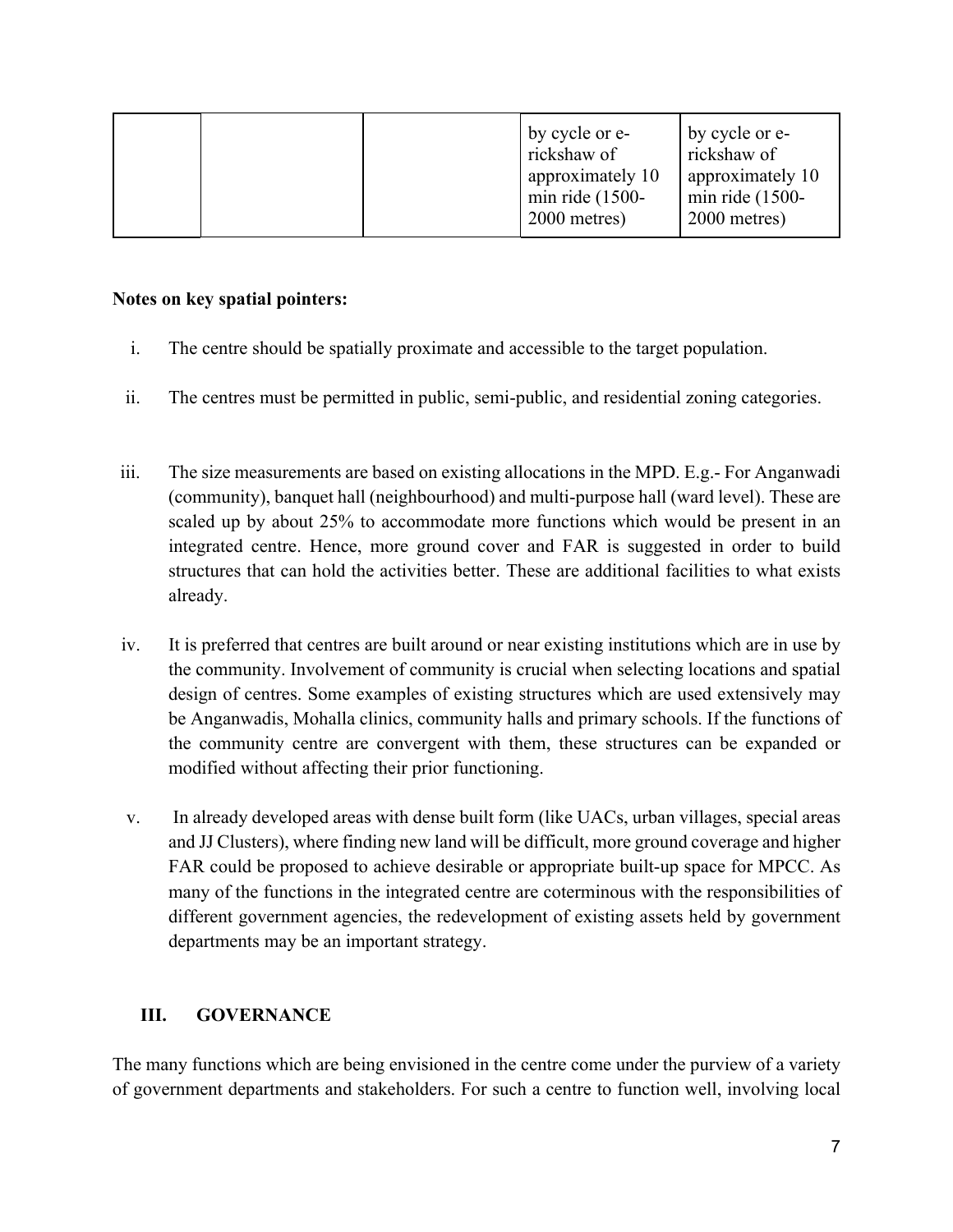|  |  |  | by cycle or e-rickshaw of approximately 10 min ride (1500-2000 metres) | by cycle or e-rickshaw of approximately 10 min ride (1500-2000 metres) |
|---|---|---|---|---|

**Notes on key spatial pointers:**

i. The centre should be spatially proximate and accessible to the target population.

ii. The centres must be permitted in public, semi-public, and residential zoning categories.

iii. The size measurements are based on existing allocations in the MPD. E.g.- For Anganwadi (community), banquet hall (neighbourhood) and multi-purpose hall (ward level). These are scaled up by about 25% to accommodate more functions which would be present in an integrated centre. Hence, more ground cover and FAR is suggested in order to build structures that can hold the activities better. These are additional facilities to what exists already.

iv. It is preferred that centres are built around or near existing institutions which are in use by the community. Involvement of community is crucial when selecting locations and spatial design of centres. Some examples of existing structures which are used extensively may be Anganwadis, Mohalla clinics, community halls and primary schools. If the functions of the community centre are convergent with them, these structures can be expanded or modified without affecting their prior functioning.

v. In already developed areas with dense built form (like UACs, urban villages, special areas and JJ Clusters), where finding new land will be difficult, more ground coverage and higher FAR could be proposed to achieve desirable or appropriate built-up space for MPCC. As many of the functions in the integrated centre are coterminous with the responsibilities of different government agencies, the redevelopment of existing assets held by government departments may be an important strategy.

## III. GOVERNANCE

The many functions which are being envisioned in the centre come under the purview of a variety of government departments and stakeholders. For such a centre to function well, involving local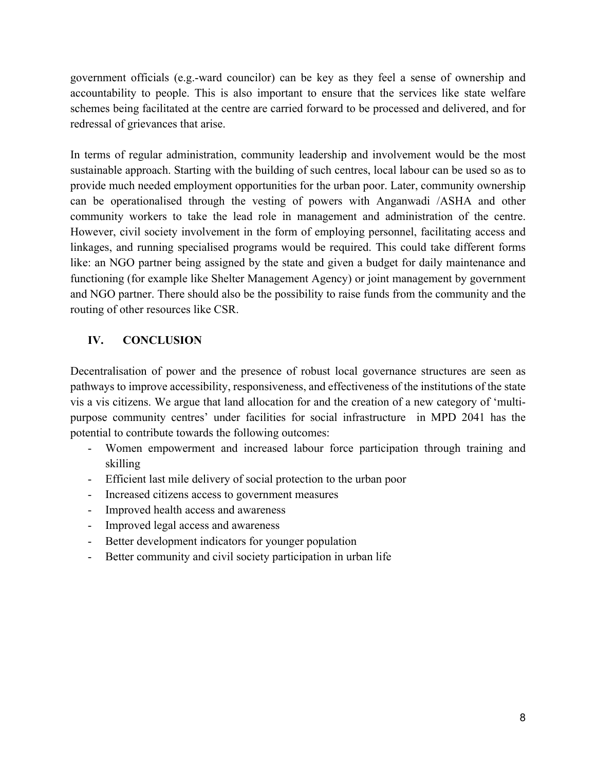government officials (e.g.-ward councilor) can be key as they feel a sense of ownership and accountability to people. This is also important to ensure that the services like state welfare schemes being facilitated at the centre are carried forward to be processed and delivered, and for redressal of grievances that arise.

In terms of regular administration, community leadership and involvement would be the most sustainable approach. Starting with the building of such centres, local labour can be used so as to provide much needed employment opportunities for the urban poor. Later, community ownership can be operationalised through the vesting of powers with Anganwadi /ASHA and other community workers to take the lead role in management and administration of the centre. However, civil society involvement in the form of employing personnel, facilitating access and linkages, and running specialised programs would be required. This could take different forms like: an NGO partner being assigned by the state and given a budget for daily maintenance and functioning (for example like Shelter Management Agency) or joint management by government and NGO partner. There should also be the possibility to raise funds from the community and the routing of other resources like CSR.

## IV. CONCLUSION

Decentralisation of power and the presence of robust local governance structures are seen as pathways to improve accessibility, responsiveness, and effectiveness of the institutions of the state vis a vis citizens. We argue that land allocation for and the creation of a new category of 'multi-purpose community centres' under facilities for social infrastructure in MPD 2041 has the potential to contribute towards the following outcomes:

- Women empowerment and increased labour force participation through training and skilling
- Efficient last mile delivery of social protection to the urban poor
- Increased citizens access to government measures
- Improved health access and awareness
- Improved legal access and awareness
- Better development indicators for younger population
- Better community and civil society participation in urban life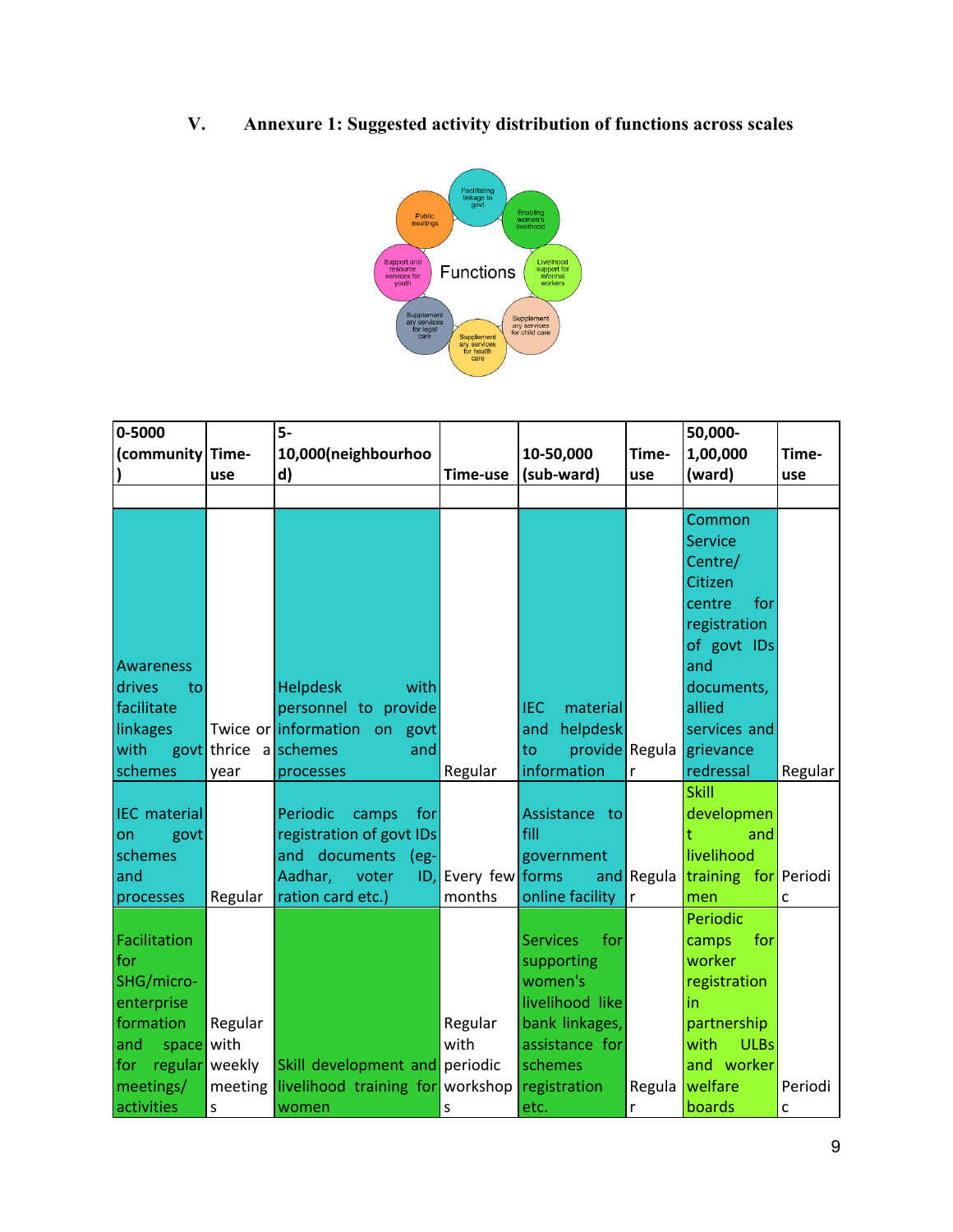## V. Annexure 1: Suggested activity distribution of functions across scales

| 0-5000 (community) | Time-use | 5-10,000(neighbourhood) | Time-use | 10-50,000 (sub-ward) | Time-use | 50,000-1,00,000 (ward) | Time-use |
|---|---|---|---|---|---|---|---|
| | | | | | | | |
| Awareness drives to facilitate linkages with govt schemes | Twice or thrice a year | Helpdesk with personnel to provide information on govt schemes and processes | Regular | IEC material and helpdesk to provide information | Regular | Common Service Centre/ Citizen centre for registration of govt IDs and documents, allied services and grievance redressal | Regular |
| IEC material on govt schemes and processes | Regular | Periodic camps for registration of govt IDs and documents (eg- Aadhar, voter ID, ration card etc.) | Every few months | Assistance to fill government forms and online facility | Regular | Skill development and livelihood training for men | Periodic |
| Facilitation for SHG/micro-enterprise formation and space for regular meetings/ activities | Regular with weekly meetings | Skill development and livelihood training for women | Regular with periodic workshops | Services for supporting women's livelihood like bank linkages, assistance for schemes registration etc. | Regular | Periodic camps for worker registration in partnership with ULBs and worker welfare boards | Periodic |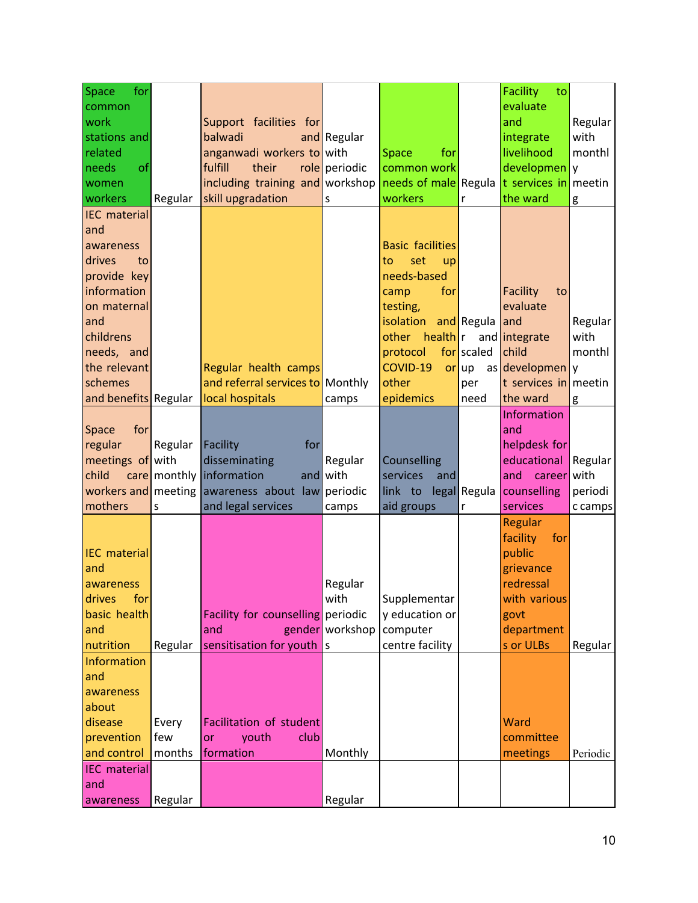| | | | | | | | |
|---|---|---|---|---|---|---|---|
| Space for common work stations and related needs of women workers | Regular | Support facilities for balwadi and anganwadi workers to fulfill their role including training and skill upgradation | Regular with periodic workshops | Space for common work needs of male workers | Regular | Facility to evaluate and integrate livelihood development services in the ward | Regular with monthly meeting |
| IEC material and awareness drives to provide key information on maternal and childrens needs, and the relevant schemes and benefits | Regular | Regular health camps and referral services to local hospitals | Monthly camps | Basic facilities to set up needs-based camp for testing, isolation and other health protocol for COVID-19 or other epidemics | Regular and scaled up as per need | Facility to evaluate and integrate child development services in the ward | Regular with monthly meeting |
| Space for regular meetings of child care workers and mothers | Regular with monthly meetings | Facility for disseminating information and awareness about law and legal services | Regular with periodic camps | Counselling services and link to legal aid groups | Regular | Information and helpdesk for educational and career counselling services | Regular with periodic camps |
| IEC material and awareness drives for basic health and nutrition | Regular | Facility for counselling and gender sensitisation for youth | Regular with periodic workshops | Supplementary education or computer centre facility | | Regular facility for public grievance redressal with various govt departments or ULBs | Regular |
| Information and awareness about disease prevention and control | Every few months | Facilitation of student or youth club formation | Monthly | | | Ward committee meetings | Periodic |
| IEC material and awareness | Regular | | Regular | | | | |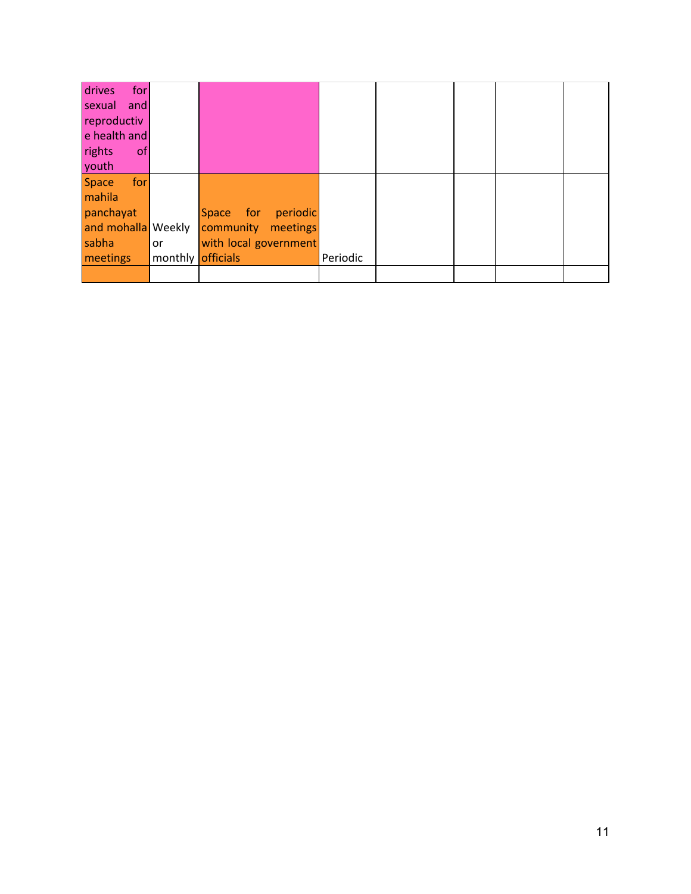| | | | | | | | |
|---|---|---|---|---|---|---|---|
| drives for sexual and reproductive health and rights of youth | | | | | | | |
| Space for mahila panchayat and mohalla sabha meetings | Weekly or monthly | Space for periodic community meetings with local government officials | Periodic | | | | |
| | | | | | | | |